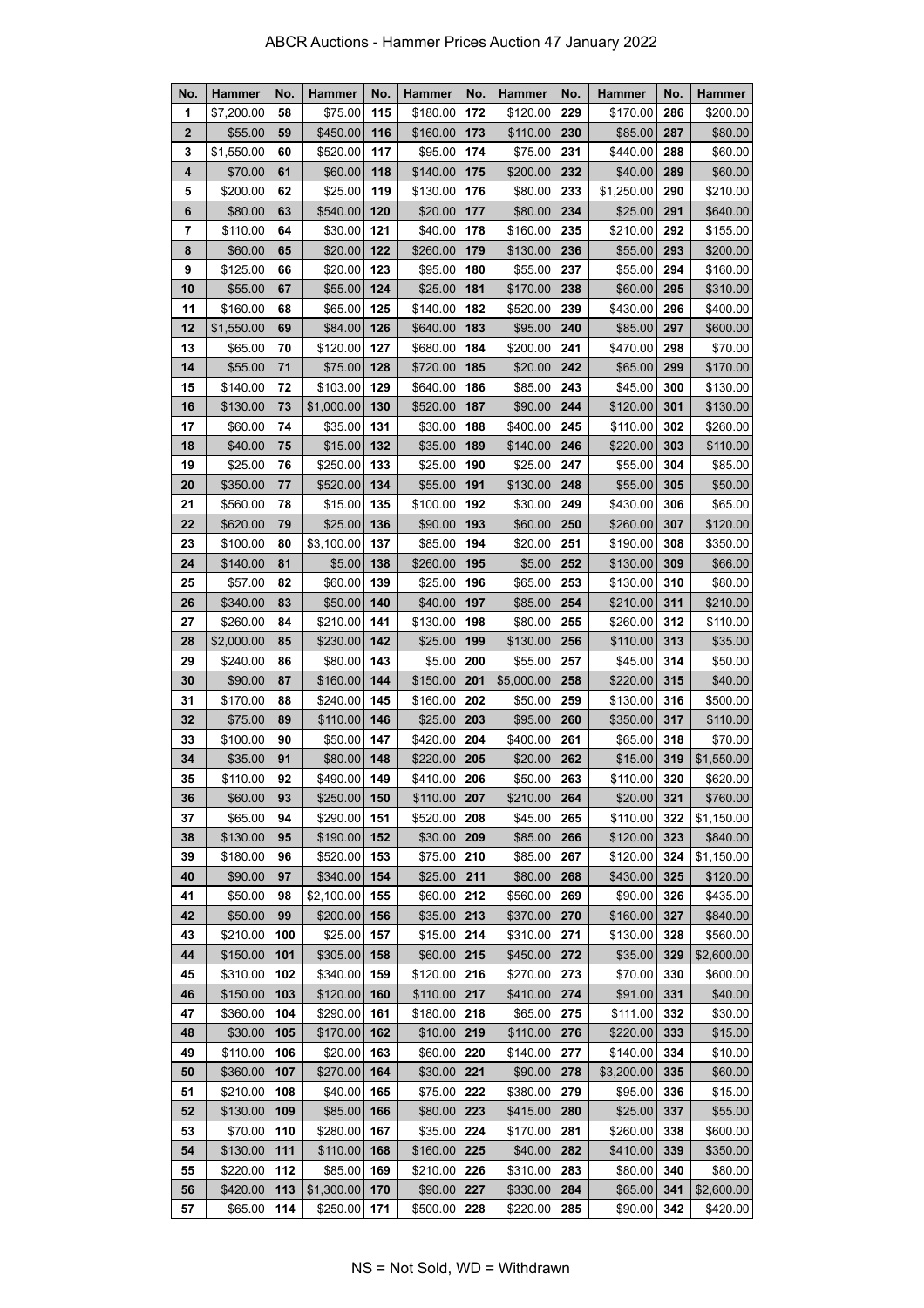# ABCR Auctions - Hammer Prices Auction 47 January 2022

| No. | Hammer | No. | Hammer | No. | Hammer | No. | Hammer | No. | Hammer | No. | Hammer |
|---|---|---|---|---|---|---|---|---|---|---|---|
| 1 | $7,200.00 | 58 | $75.00 | 115 | $180.00 | 172 | $120.00 | 229 | $170.00 | 286 | $200.00 |
| 2 | $55.00 | 59 | $450.00 | 116 | $160.00 | 173 | $110.00 | 230 | $85.00 | 287 | $80.00 |
| 3 | $1,550.00 | 60 | $520.00 | 117 | $95.00 | 174 | $75.00 | 231 | $440.00 | 288 | $60.00 |
| 4 | $70.00 | 61 | $60.00 | 118 | $140.00 | 175 | $200.00 | 232 | $40.00 | 289 | $60.00 |
| 5 | $200.00 | 62 | $25.00 | 119 | $130.00 | 176 | $80.00 | 233 | $1,250.00 | 290 | $210.00 |
| 6 | $80.00 | 63 | $540.00 | 120 | $20.00 | 177 | $80.00 | 234 | $25.00 | 291 | $640.00 |
| 7 | $110.00 | 64 | $30.00 | 121 | $40.00 | 178 | $160.00 | 235 | $210.00 | 292 | $155.00 |
| 8 | $60.00 | 65 | $20.00 | 122 | $260.00 | 179 | $130.00 | 236 | $55.00 | 293 | $200.00 |
| 9 | $125.00 | 66 | $20.00 | 123 | $95.00 | 180 | $55.00 | 237 | $55.00 | 294 | $160.00 |
| 10 | $55.00 | 67 | $55.00 | 124 | $25.00 | 181 | $170.00 | 238 | $60.00 | 295 | $310.00 |
| 11 | $160.00 | 68 | $65.00 | 125 | $140.00 | 182 | $520.00 | 239 | $430.00 | 296 | $400.00 |
| 12 | $1,550.00 | 69 | $84.00 | 126 | $640.00 | 183 | $95.00 | 240 | $85.00 | 297 | $600.00 |
| 13 | $65.00 | 70 | $120.00 | 127 | $680.00 | 184 | $200.00 | 241 | $470.00 | 298 | $70.00 |
| 14 | $55.00 | 71 | $75.00 | 128 | $720.00 | 185 | $20.00 | 242 | $65.00 | 299 | $170.00 |
| 15 | $140.00 | 72 | $103.00 | 129 | $640.00 | 186 | $85.00 | 243 | $45.00 | 300 | $130.00 |
| 16 | $130.00 | 73 | $1,000.00 | 130 | $520.00 | 187 | $90.00 | 244 | $120.00 | 301 | $130.00 |
| 17 | $60.00 | 74 | $35.00 | 131 | $30.00 | 188 | $400.00 | 245 | $110.00 | 302 | $260.00 |
| 18 | $40.00 | 75 | $15.00 | 132 | $35.00 | 189 | $140.00 | 246 | $220.00 | 303 | $110.00 |
| 19 | $25.00 | 76 | $250.00 | 133 | $25.00 | 190 | $25.00 | 247 | $55.00 | 304 | $85.00 |
| 20 | $350.00 | 77 | $520.00 | 134 | $55.00 | 191 | $130.00 | 248 | $55.00 | 305 | $50.00 |
| 21 | $560.00 | 78 | $15.00 | 135 | $100.00 | 192 | $30.00 | 249 | $430.00 | 306 | $65.00 |
| 22 | $620.00 | 79 | $25.00 | 136 | $90.00 | 193 | $60.00 | 250 | $260.00 | 307 | $120.00 |
| 23 | $100.00 | 80 | $3,100.00 | 137 | $85.00 | 194 | $20.00 | 251 | $190.00 | 308 | $350.00 |
| 24 | $140.00 | 81 | $5.00 | 138 | $260.00 | 195 | $5.00 | 252 | $130.00 | 309 | $66.00 |
| 25 | $57.00 | 82 | $60.00 | 139 | $25.00 | 196 | $65.00 | 253 | $130.00 | 310 | $80.00 |
| 26 | $340.00 | 83 | $50.00 | 140 | $40.00 | 197 | $85.00 | 254 | $210.00 | 311 | $210.00 |
| 27 | $260.00 | 84 | $210.00 | 141 | $130.00 | 198 | $80.00 | 255 | $260.00 | 312 | $110.00 |
| 28 | $2,000.00 | 85 | $230.00 | 142 | $25.00 | 199 | $130.00 | 256 | $110.00 | 313 | $35.00 |
| 29 | $240.00 | 86 | $80.00 | 143 | $5.00 | 200 | $55.00 | 257 | $45.00 | 314 | $50.00 |
| 30 | $90.00 | 87 | $160.00 | 144 | $150.00 | 201 | $5,000.00 | 258 | $220.00 | 315 | $40.00 |
| 31 | $170.00 | 88 | $240.00 | 145 | $160.00 | 202 | $50.00 | 259 | $130.00 | 316 | $500.00 |
| 32 | $75.00 | 89 | $110.00 | 146 | $25.00 | 203 | $95.00 | 260 | $350.00 | 317 | $110.00 |
| 33 | $100.00 | 90 | $50.00 | 147 | $420.00 | 204 | $400.00 | 261 | $65.00 | 318 | $70.00 |
| 34 | $35.00 | 91 | $80.00 | 148 | $220.00 | 205 | $20.00 | 262 | $15.00 | 319 | $1,550.00 |
| 35 | $110.00 | 92 | $490.00 | 149 | $410.00 | 206 | $50.00 | 263 | $110.00 | 320 | $620.00 |
| 36 | $60.00 | 93 | $250.00 | 150 | $110.00 | 207 | $210.00 | 264 | $20.00 | 321 | $760.00 |
| 37 | $65.00 | 94 | $290.00 | 151 | $520.00 | 208 | $45.00 | 265 | $110.00 | 322 | $1,150.00 |
| 38 | $130.00 | 95 | $190.00 | 152 | $30.00 | 209 | $85.00 | 266 | $120.00 | 323 | $840.00 |
| 39 | $180.00 | 96 | $520.00 | 153 | $75.00 | 210 | $85.00 | 267 | $120.00 | 324 | $1,150.00 |
| 40 | $90.00 | 97 | $340.00 | 154 | $25.00 | 211 | $80.00 | 268 | $430.00 | 325 | $120.00 |
| 41 | $50.00 | 98 | $2,100.00 | 155 | $60.00 | 212 | $560.00 | 269 | $90.00 | 326 | $435.00 |
| 42 | $50.00 | 99 | $200.00 | 156 | $35.00 | 213 | $370.00 | 270 | $160.00 | 327 | $840.00 |
| 43 | $210.00 | 100 | $25.00 | 157 | $15.00 | 214 | $310.00 | 271 | $130.00 | 328 | $560.00 |
| 44 | $150.00 | 101 | $305.00 | 158 | $60.00 | 215 | $450.00 | 272 | $35.00 | 329 | $2,600.00 |
| 45 | $310.00 | 102 | $340.00 | 159 | $120.00 | 216 | $270.00 | 273 | $70.00 | 330 | $600.00 |
| 46 | $150.00 | 103 | $120.00 | 160 | $110.00 | 217 | $410.00 | 274 | $91.00 | 331 | $40.00 |
| 47 | $360.00 | 104 | $290.00 | 161 | $180.00 | 218 | $65.00 | 275 | $111.00 | 332 | $30.00 |
| 48 | $30.00 | 105 | $170.00 | 162 | $10.00 | 219 | $110.00 | 276 | $220.00 | 333 | $15.00 |
| 49 | $110.00 | 106 | $20.00 | 163 | $60.00 | 220 | $140.00 | 277 | $140.00 | 334 | $10.00 |
| 50 | $360.00 | 107 | $270.00 | 164 | $30.00 | 221 | $90.00 | 278 | $3,200.00 | 335 | $60.00 |
| 51 | $210.00 | 108 | $40.00 | 165 | $75.00 | 222 | $380.00 | 279 | $95.00 | 336 | $15.00 |
| 52 | $130.00 | 109 | $85.00 | 166 | $80.00 | 223 | $415.00 | 280 | $25.00 | 337 | $55.00 |
| 53 | $70.00 | 110 | $280.00 | 167 | $35.00 | 224 | $170.00 | 281 | $260.00 | 338 | $600.00 |
| 54 | $130.00 | 111 | $110.00 | 168 | $160.00 | 225 | $40.00 | 282 | $410.00 | 339 | $350.00 |
| 55 | $220.00 | 112 | $85.00 | 169 | $210.00 | 226 | $310.00 | 283 | $80.00 | 340 | $80.00 |
| 56 | $420.00 | 113 | $1,300.00 | 170 | $90.00 | 227 | $330.00 | 284 | $65.00 | 341 | $2,600.00 |
| 57 | $65.00 | 114 | $250.00 | 171 | $500.00 | 228 | $220.00 | 285 | $90.00 | 342 | $420.00 |

NS = Not Sold, WD = Withdrawn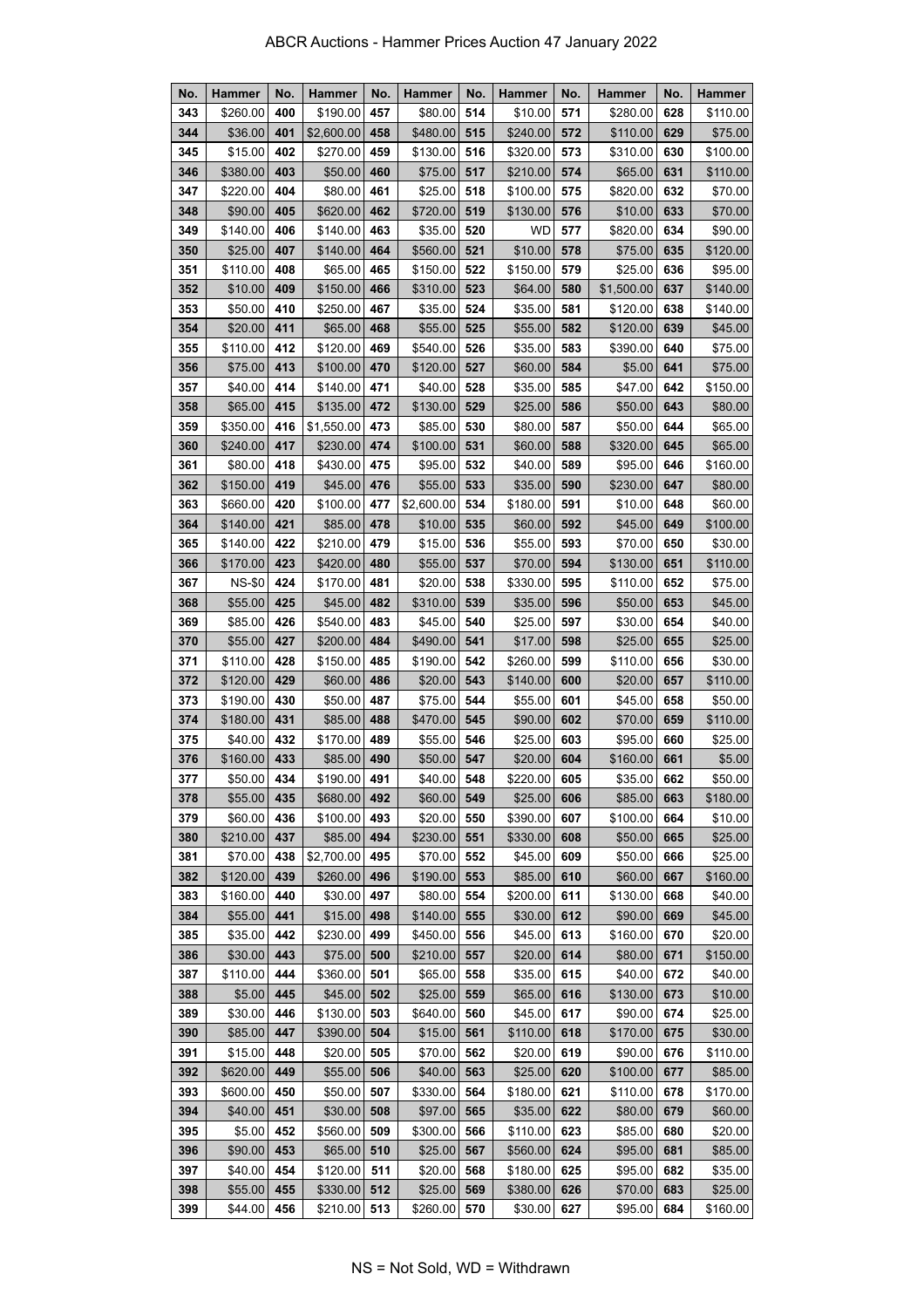# ABCR Auctions - Hammer Prices Auction 47 January 2022

| No. | Hammer | No. | Hammer | No. | Hammer | No. | Hammer | No. | Hammer | No. | Hammer |
|---|---|---|---|---|---|---|---|---|---|---|---|
| 343 | $260.00 | 400 | $190.00 | 457 | $80.00 | 514 | $10.00 | 571 | $280.00 | 628 | $110.00 |
| 344 | $36.00 | 401 | $2,600.00 | 458 | $480.00 | 515 | $240.00 | 572 | $110.00 | 629 | $75.00 |
| 345 | $15.00 | 402 | $270.00 | 459 | $130.00 | 516 | $320.00 | 573 | $310.00 | 630 | $100.00 |
| 346 | $380.00 | 403 | $50.00 | 460 | $75.00 | 517 | $210.00 | 574 | $65.00 | 631 | $110.00 |
| 347 | $220.00 | 404 | $80.00 | 461 | $25.00 | 518 | $100.00 | 575 | $820.00 | 632 | $70.00 |
| 348 | $90.00 | 405 | $620.00 | 462 | $720.00 | 519 | $130.00 | 576 | $10.00 | 633 | $70.00 |
| 349 | $140.00 | 406 | $140.00 | 463 | $35.00 | 520 | WD | 577 | $820.00 | 634 | $90.00 |
| 350 | $25.00 | 407 | $140.00 | 464 | $560.00 | 521 | $10.00 | 578 | $75.00 | 635 | $120.00 |
| 351 | $110.00 | 408 | $65.00 | 465 | $150.00 | 522 | $150.00 | 579 | $25.00 | 636 | $95.00 |
| 352 | $10.00 | 409 | $150.00 | 466 | $310.00 | 523 | $64.00 | 580 | $1,500.00 | 637 | $140.00 |
| 353 | $50.00 | 410 | $250.00 | 467 | $35.00 | 524 | $35.00 | 581 | $120.00 | 638 | $140.00 |
| 354 | $20.00 | 411 | $65.00 | 468 | $55.00 | 525 | $55.00 | 582 | $120.00 | 639 | $45.00 |
| 355 | $110.00 | 412 | $120.00 | 469 | $540.00 | 526 | $35.00 | 583 | $390.00 | 640 | $75.00 |
| 356 | $75.00 | 413 | $100.00 | 470 | $120.00 | 527 | $60.00 | 584 | $5.00 | 641 | $75.00 |
| 357 | $40.00 | 414 | $140.00 | 471 | $40.00 | 528 | $35.00 | 585 | $47.00 | 642 | $150.00 |
| 358 | $65.00 | 415 | $135.00 | 472 | $130.00 | 529 | $25.00 | 586 | $50.00 | 643 | $80.00 |
| 359 | $350.00 | 416 | $1,550.00 | 473 | $85.00 | 530 | $80.00 | 587 | $50.00 | 644 | $65.00 |
| 360 | $240.00 | 417 | $230.00 | 474 | $100.00 | 531 | $60.00 | 588 | $320.00 | 645 | $65.00 |
| 361 | $80.00 | 418 | $430.00 | 475 | $95.00 | 532 | $40.00 | 589 | $95.00 | 646 | $160.00 |
| 362 | $150.00 | 419 | $45.00 | 476 | $55.00 | 533 | $35.00 | 590 | $230.00 | 647 | $80.00 |
| 363 | $660.00 | 420 | $100.00 | 477 | $2,600.00 | 534 | $180.00 | 591 | $10.00 | 648 | $60.00 |
| 364 | $140.00 | 421 | $85.00 | 478 | $10.00 | 535 | $60.00 | 592 | $45.00 | 649 | $100.00 |
| 365 | $140.00 | 422 | $210.00 | 479 | $15.00 | 536 | $55.00 | 593 | $70.00 | 650 | $30.00 |
| 366 | $170.00 | 423 | $420.00 | 480 | $55.00 | 537 | $70.00 | 594 | $130.00 | 651 | $110.00 |
| 367 | NS-$0 | 424 | $170.00 | 481 | $20.00 | 538 | $330.00 | 595 | $110.00 | 652 | $75.00 |
| 368 | $55.00 | 425 | $45.00 | 482 | $310.00 | 539 | $35.00 | 596 | $50.00 | 653 | $45.00 |
| 369 | $85.00 | 426 | $540.00 | 483 | $45.00 | 540 | $25.00 | 597 | $30.00 | 654 | $40.00 |
| 370 | $55.00 | 427 | $200.00 | 484 | $490.00 | 541 | $17.00 | 598 | $25.00 | 655 | $25.00 |
| 371 | $110.00 | 428 | $150.00 | 485 | $190.00 | 542 | $260.00 | 599 | $110.00 | 656 | $30.00 |
| 372 | $120.00 | 429 | $60.00 | 486 | $20.00 | 543 | $140.00 | 600 | $20.00 | 657 | $110.00 |
| 373 | $190.00 | 430 | $50.00 | 487 | $75.00 | 544 | $55.00 | 601 | $45.00 | 658 | $50.00 |
| 374 | $180.00 | 431 | $85.00 | 488 | $470.00 | 545 | $90.00 | 602 | $70.00 | 659 | $110.00 |
| 375 | $40.00 | 432 | $170.00 | 489 | $55.00 | 546 | $25.00 | 603 | $95.00 | 660 | $25.00 |
| 376 | $160.00 | 433 | $85.00 | 490 | $50.00 | 547 | $20.00 | 604 | $160.00 | 661 | $5.00 |
| 377 | $50.00 | 434 | $190.00 | 491 | $40.00 | 548 | $220.00 | 605 | $35.00 | 662 | $50.00 |
| 378 | $55.00 | 435 | $680.00 | 492 | $60.00 | 549 | $25.00 | 606 | $85.00 | 663 | $180.00 |
| 379 | $60.00 | 436 | $100.00 | 493 | $20.00 | 550 | $390.00 | 607 | $100.00 | 664 | $10.00 |
| 380 | $210.00 | 437 | $85.00 | 494 | $230.00 | 551 | $330.00 | 608 | $50.00 | 665 | $25.00 |
| 381 | $70.00 | 438 | $2,700.00 | 495 | $70.00 | 552 | $45.00 | 609 | $50.00 | 666 | $25.00 |
| 382 | $120.00 | 439 | $260.00 | 496 | $190.00 | 553 | $85.00 | 610 | $60.00 | 667 | $160.00 |
| 383 | $160.00 | 440 | $30.00 | 497 | $80.00 | 554 | $200.00 | 611 | $130.00 | 668 | $40.00 |
| 384 | $55.00 | 441 | $15.00 | 498 | $140.00 | 555 | $30.00 | 612 | $90.00 | 669 | $45.00 |
| 385 | $35.00 | 442 | $230.00 | 499 | $450.00 | 556 | $45.00 | 613 | $160.00 | 670 | $20.00 |
| 386 | $30.00 | 443 | $75.00 | 500 | $210.00 | 557 | $20.00 | 614 | $80.00 | 671 | $150.00 |
| 387 | $110.00 | 444 | $360.00 | 501 | $65.00 | 558 | $35.00 | 615 | $40.00 | 672 | $40.00 |
| 388 | $5.00 | 445 | $45.00 | 502 | $25.00 | 559 | $65.00 | 616 | $130.00 | 673 | $10.00 |
| 389 | $30.00 | 446 | $130.00 | 503 | $640.00 | 560 | $45.00 | 617 | $90.00 | 674 | $25.00 |
| 390 | $85.00 | 447 | $390.00 | 504 | $15.00 | 561 | $110.00 | 618 | $170.00 | 675 | $30.00 |
| 391 | $15.00 | 448 | $20.00 | 505 | $70.00 | 562 | $20.00 | 619 | $90.00 | 676 | $110.00 |
| 392 | $620.00 | 449 | $55.00 | 506 | $40.00 | 563 | $25.00 | 620 | $100.00 | 677 | $85.00 |
| 393 | $600.00 | 450 | $50.00 | 507 | $330.00 | 564 | $180.00 | 621 | $110.00 | 678 | $170.00 |
| 394 | $40.00 | 451 | $30.00 | 508 | $97.00 | 565 | $35.00 | 622 | $80.00 | 679 | $60.00 |
| 395 | $5.00 | 452 | $560.00 | 509 | $300.00 | 566 | $110.00 | 623 | $85.00 | 680 | $20.00 |
| 396 | $90.00 | 453 | $65.00 | 510 | $25.00 | 567 | $560.00 | 624 | $95.00 | 681 | $85.00 |
| 397 | $40.00 | 454 | $120.00 | 511 | $20.00 | 568 | $180.00 | 625 | $95.00 | 682 | $35.00 |
| 398 | $55.00 | 455 | $330.00 | 512 | $25.00 | 569 | $380.00 | 626 | $70.00 | 683 | $25.00 |
| 399 | $44.00 | 456 | $210.00 | 513 | $260.00 | 570 | $30.00 | 627 | $95.00 | 684 | $160.00 |

NS = Not Sold, WD = Withdrawn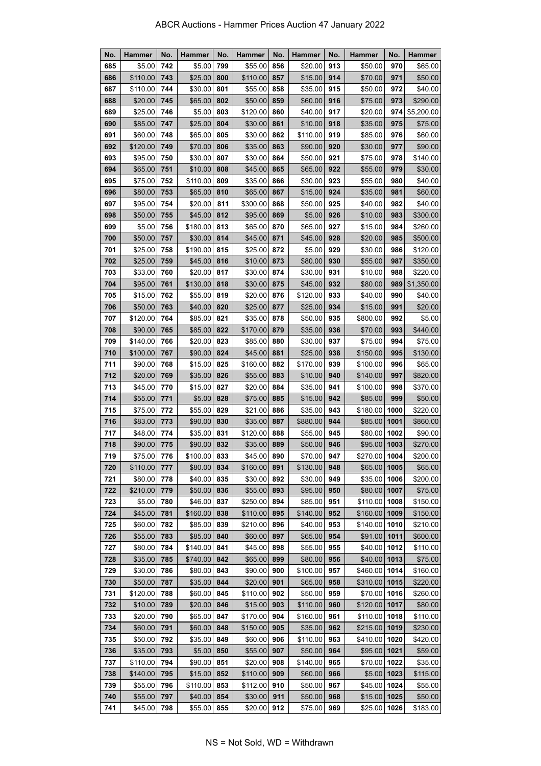ABCR Auctions - Hammer Prices Auction 47 January 2022

| No. | Hammer | No. | Hammer | No. | Hammer | No. | Hammer | No. | Hammer | No. | Hammer |
|---|---|---|---|---|---|---|---|---|---|---|---|
| 685 | $5.00 | 742 | $5.00 | 799 | $55.00 | 856 | $20.00 | 913 | $50.00 | 970 | $65.00 |
| 686 | $110.00 | 743 | $25.00 | 800 | $110.00 | 857 | $15.00 | 914 | $70.00 | 971 | $50.00 |
| 687 | $110.00 | 744 | $30.00 | 801 | $55.00 | 858 | $35.00 | 915 | $50.00 | 972 | $40.00 |
| 688 | $20.00 | 745 | $65.00 | 802 | $50.00 | 859 | $60.00 | 916 | $75.00 | 973 | $290.00 |
| 689 | $25.00 | 746 | $5.00 | 803 | $120.00 | 860 | $40.00 | 917 | $20.00 | 974 | $5,200.00 |
| 690 | $85.00 | 747 | $25.00 | 804 | $30.00 | 861 | $10.00 | 918 | $35.00 | 975 | $75.00 |
| 691 | $60.00 | 748 | $65.00 | 805 | $30.00 | 862 | $110.00 | 919 | $85.00 | 976 | $60.00 |
| 692 | $120.00 | 749 | $70.00 | 806 | $35.00 | 863 | $90.00 | 920 | $30.00 | 977 | $90.00 |
| 693 | $95.00 | 750 | $30.00 | 807 | $30.00 | 864 | $50.00 | 921 | $75.00 | 978 | $140.00 |
| 694 | $65.00 | 751 | $10.00 | 808 | $45.00 | 865 | $65.00 | 922 | $55.00 | 979 | $30.00 |
| 695 | $75.00 | 752 | $110.00 | 809 | $35.00 | 866 | $30.00 | 923 | $55.00 | 980 | $40.00 |
| 696 | $80.00 | 753 | $65.00 | 810 | $65.00 | 867 | $15.00 | 924 | $35.00 | 981 | $60.00 |
| 697 | $95.00 | 754 | $20.00 | 811 | $300.00 | 868 | $50.00 | 925 | $40.00 | 982 | $40.00 |
| 698 | $50.00 | 755 | $45.00 | 812 | $95.00 | 869 | $5.00 | 926 | $10.00 | 983 | $300.00 |
| 699 | $5.00 | 756 | $180.00 | 813 | $65.00 | 870 | $65.00 | 927 | $15.00 | 984 | $260.00 |
| 700 | $50.00 | 757 | $30.00 | 814 | $45.00 | 871 | $45.00 | 928 | $20.00 | 985 | $500.00 |
| 701 | $25.00 | 758 | $190.00 | 815 | $25.00 | 872 | $5.00 | 929 | $30.00 | 986 | $120.00 |
| 702 | $25.00 | 759 | $45.00 | 816 | $10.00 | 873 | $80.00 | 930 | $55.00 | 987 | $350.00 |
| 703 | $33.00 | 760 | $20.00 | 817 | $30.00 | 874 | $30.00 | 931 | $10.00 | 988 | $220.00 |
| 704 | $95.00 | 761 | $130.00 | 818 | $30.00 | 875 | $45.00 | 932 | $80.00 | 989 | $1,350.00 |
| 705 | $15.00 | 762 | $55.00 | 819 | $20.00 | 876 | $120.00 | 933 | $40.00 | 990 | $40.00 |
| 706 | $50.00 | 763 | $40.00 | 820 | $25.00 | 877 | $25.00 | 934 | $15.00 | 991 | $20.00 |
| 707 | $120.00 | 764 | $85.00 | 821 | $35.00 | 878 | $50.00 | 935 | $800.00 | 992 | $5.00 |
| 708 | $90.00 | 765 | $85.00 | 822 | $170.00 | 879 | $35.00 | 936 | $70.00 | 993 | $440.00 |
| 709 | $140.00 | 766 | $20.00 | 823 | $85.00 | 880 | $30.00 | 937 | $75.00 | 994 | $75.00 |
| 710 | $100.00 | 767 | $90.00 | 824 | $45.00 | 881 | $25.00 | 938 | $150.00 | 995 | $130.00 |
| 711 | $90.00 | 768 | $15.00 | 825 | $160.00 | 882 | $170.00 | 939 | $100.00 | 996 | $65.00 |
| 712 | $20.00 | 769 | $35.00 | 826 | $55.00 | 883 | $10.00 | 940 | $140.00 | 997 | $820.00 |
| 713 | $45.00 | 770 | $15.00 | 827 | $20.00 | 884 | $35.00 | 941 | $100.00 | 998 | $370.00 |
| 714 | $55.00 | 771 | $5.00 | 828 | $75.00 | 885 | $15.00 | 942 | $85.00 | 999 | $50.00 |
| 715 | $75.00 | 772 | $55.00 | 829 | $21.00 | 886 | $35.00 | 943 | $180.00 | 1000 | $220.00 |
| 716 | $83.00 | 773 | $90.00 | 830 | $35.00 | 887 | $880.00 | 944 | $85.00 | 1001 | $860.00 |
| 717 | $48.00 | 774 | $35.00 | 831 | $120.00 | 888 | $55.00 | 945 | $80.00 | 1002 | $90.00 |
| 718 | $90.00 | 775 | $90.00 | 832 | $35.00 | 889 | $50.00 | 946 | $95.00 | 1003 | $270.00 |
| 719 | $75.00 | 776 | $100.00 | 833 | $45.00 | 890 | $70.00 | 947 | $270.00 | 1004 | $200.00 |
| 720 | $110.00 | 777 | $80.00 | 834 | $160.00 | 891 | $130.00 | 948 | $65.00 | 1005 | $65.00 |
| 721 | $80.00 | 778 | $40.00 | 835 | $30.00 | 892 | $30.00 | 949 | $35.00 | 1006 | $200.00 |
| 722 | $210.00 | 779 | $50.00 | 836 | $55.00 | 893 | $95.00 | 950 | $80.00 | 1007 | $75.00 |
| 723 | $5.00 | 780 | $46.00 | 837 | $250.00 | 894 | $85.00 | 951 | $110.00 | 1008 | $150.00 |
| 724 | $45.00 | 781 | $160.00 | 838 | $110.00 | 895 | $140.00 | 952 | $160.00 | 1009 | $150.00 |
| 725 | $60.00 | 782 | $85.00 | 839 | $210.00 | 896 | $40.00 | 953 | $140.00 | 1010 | $210.00 |
| 726 | $55.00 | 783 | $85.00 | 840 | $60.00 | 897 | $65.00 | 954 | $91.00 | 1011 | $600.00 |
| 727 | $80.00 | 784 | $140.00 | 841 | $45.00 | 898 | $55.00 | 955 | $40.00 | 1012 | $110.00 |
| 728 | $35.00 | 785 | $740.00 | 842 | $65.00 | 899 | $80.00 | 956 | $40.00 | 1013 | $75.00 |
| 729 | $30.00 | 786 | $80.00 | 843 | $90.00 | 900 | $100.00 | 957 | $460.00 | 1014 | $160.00 |
| 730 | $50.00 | 787 | $35.00 | 844 | $20.00 | 901 | $65.00 | 958 | $310.00 | 1015 | $220.00 |
| 731 | $120.00 | 788 | $60.00 | 845 | $110.00 | 902 | $50.00 | 959 | $70.00 | 1016 | $260.00 |
| 732 | $10.00 | 789 | $20.00 | 846 | $15.00 | 903 | $110.00 | 960 | $120.00 | 1017 | $80.00 |
| 733 | $20.00 | 790 | $65.00 | 847 | $170.00 | 904 | $160.00 | 961 | $110.00 | 1018 | $110.00 |
| 734 | $60.00 | 791 | $60.00 | 848 | $150.00 | 905 | $35.00 | 962 | $215.00 | 1019 | $230.00 |
| 735 | $50.00 | 792 | $35.00 | 849 | $60.00 | 906 | $110.00 | 963 | $410.00 | 1020 | $420.00 |
| 736 | $35.00 | 793 | $5.00 | 850 | $55.00 | 907 | $50.00 | 964 | $95.00 | 1021 | $59.00 |
| 737 | $110.00 | 794 | $90.00 | 851 | $20.00 | 908 | $140.00 | 965 | $70.00 | 1022 | $35.00 |
| 738 | $140.00 | 795 | $15.00 | 852 | $110.00 | 909 | $60.00 | 966 | $5.00 | 1023 | $115.00 |
| 739 | $55.00 | 796 | $110.00 | 853 | $112.00 | 910 | $50.00 | 967 | $45.00 | 1024 | $55.00 |
| 740 | $55.00 | 797 | $40.00 | 854 | $30.00 | 911 | $50.00 | 968 | $15.00 | 1025 | $50.00 |
| 741 | $45.00 | 798 | $55.00 | 855 | $20.00 | 912 | $75.00 | 969 | $25.00 | 1026 | $183.00 |

NS = Not Sold, WD = Withdrawn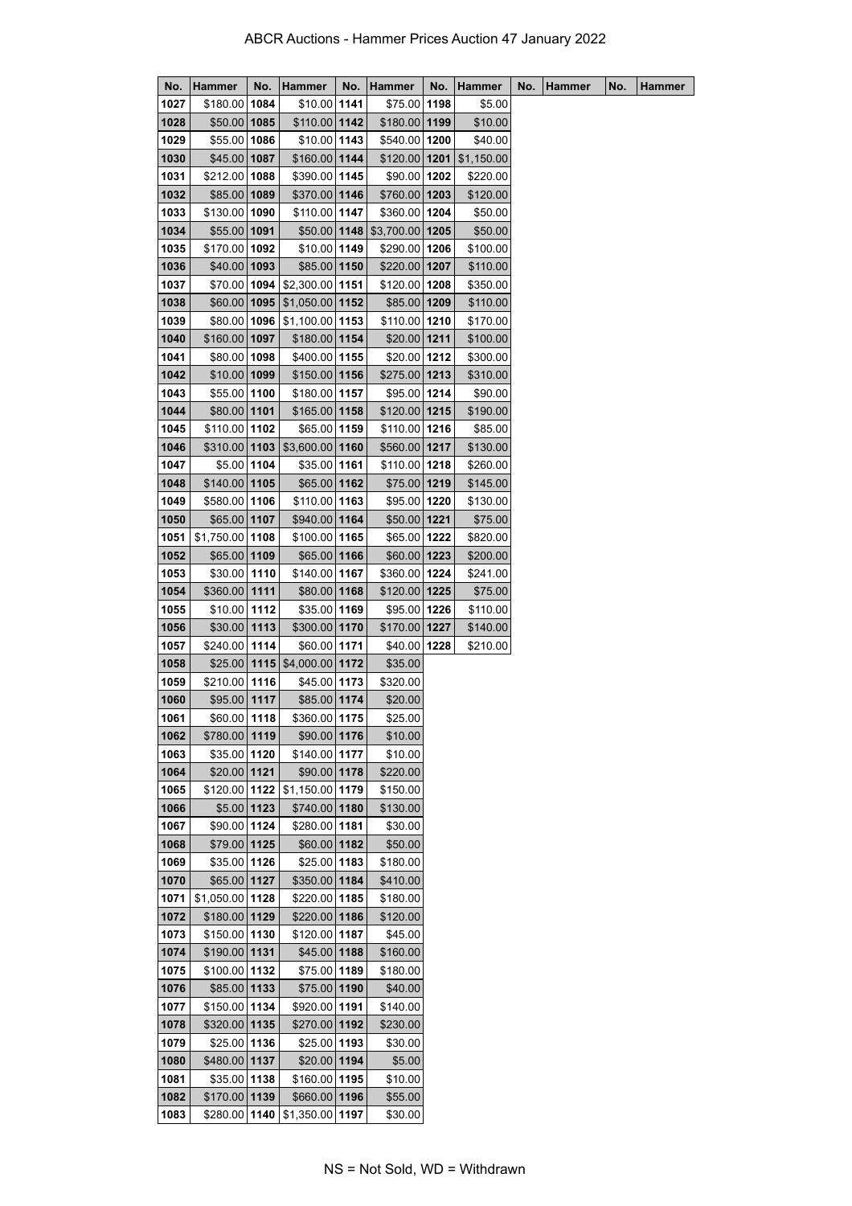# ABCR Auctions - Hammer Prices Auction 47 January 2022

| No. | Hammer | No. | Hammer | No. | Hammer | No. | Hammer | No. | Hammer | No. | Hammer |
|---|---|---|---|---|---|---|---|---|---|---|---|
| 1027 | $180.00 | 1084 | $10.00 | 1141 | $75.00 | 1198 | $5.00 | | | | |
| 1028 | $50.00 | 1085 | $110.00 | 1142 | $180.00 | 1199 | $10.00 | | | | |
| 1029 | $55.00 | 1086 | $10.00 | 1143 | $540.00 | 1200 | $40.00 | | | | |
| 1030 | $45.00 | 1087 | $160.00 | 1144 | $120.00 | 1201 | $1,150.00 | | | | |
| 1031 | $212.00 | 1088 | $390.00 | 1145 | $90.00 | 1202 | $220.00 | | | | |
| 1032 | $85.00 | 1089 | $370.00 | 1146 | $760.00 | 1203 | $120.00 | | | | |
| 1033 | $130.00 | 1090 | $110.00 | 1147 | $360.00 | 1204 | $50.00 | | | | |
| 1034 | $55.00 | 1091 | $50.00 | 1148 | $3,700.00 | 1205 | $50.00 | | | | |
| 1035 | $170.00 | 1092 | $10.00 | 1149 | $290.00 | 1206 | $100.00 | | | | |
| 1036 | $40.00 | 1093 | $85.00 | 1150 | $220.00 | 1207 | $110.00 | | | | |
| 1037 | $70.00 | 1094 | $2,300.00 | 1151 | $120.00 | 1208 | $350.00 | | | | |
| 1038 | $60.00 | 1095 | $1,050.00 | 1152 | $85.00 | 1209 | $110.00 | | | | |
| 1039 | $80.00 | 1096 | $1,100.00 | 1153 | $110.00 | 1210 | $170.00 | | | | |
| 1040 | $160.00 | 1097 | $180.00 | 1154 | $20.00 | 1211 | $100.00 | | | | |
| 1041 | $80.00 | 1098 | $400.00 | 1155 | $20.00 | 1212 | $300.00 | | | | |
| 1042 | $10.00 | 1099 | $150.00 | 1156 | $275.00 | 1213 | $310.00 | | | | |
| 1043 | $55.00 | 1100 | $180.00 | 1157 | $95.00 | 1214 | $90.00 | | | | |
| 1044 | $80.00 | 1101 | $165.00 | 1158 | $120.00 | 1215 | $190.00 | | | | |
| 1045 | $110.00 | 1102 | $65.00 | 1159 | $110.00 | 1216 | $85.00 | | | | |
| 1046 | $310.00 | 1103 | $3,600.00 | 1160 | $560.00 | 1217 | $130.00 | | | | |
| 1047 | $5.00 | 1104 | $35.00 | 1161 | $110.00 | 1218 | $260.00 | | | | |
| 1048 | $140.00 | 1105 | $65.00 | 1162 | $75.00 | 1219 | $145.00 | | | | |
| 1049 | $580.00 | 1106 | $110.00 | 1163 | $95.00 | 1220 | $130.00 | | | | |
| 1050 | $65.00 | 1107 | $940.00 | 1164 | $50.00 | 1221 | $75.00 | | | | |
| 1051 | $1,750.00 | 1108 | $100.00 | 1165 | $65.00 | 1222 | $820.00 | | | | |
| 1052 | $65.00 | 1109 | $65.00 | 1166 | $60.00 | 1223 | $200.00 | | | | |
| 1053 | $30.00 | 1110 | $140.00 | 1167 | $360.00 | 1224 | $241.00 | | | | |
| 1054 | $360.00 | 1111 | $80.00 | 1168 | $120.00 | 1225 | $75.00 | | | | |
| 1055 | $10.00 | 1112 | $35.00 | 1169 | $95.00 | 1226 | $110.00 | | | | |
| 1056 | $30.00 | 1113 | $300.00 | 1170 | $170.00 | 1227 | $140.00 | | | | |
| 1057 | $240.00 | 1114 | $60.00 | 1171 | $40.00 | 1228 | $210.00 | | | | |
| 1058 | $25.00 | 1115 | $4,000.00 | 1172 | $35.00 | | | | | | |
| 1059 | $210.00 | 1116 | $45.00 | 1173 | $320.00 | | | | | | |
| 1060 | $95.00 | 1117 | $85.00 | 1174 | $20.00 | | | | | | |
| 1061 | $60.00 | 1118 | $360.00 | 1175 | $25.00 | | | | | | |
| 1062 | $780.00 | 1119 | $90.00 | 1176 | $10.00 | | | | | | |
| 1063 | $35.00 | 1120 | $140.00 | 1177 | $10.00 | | | | | | |
| 1064 | $20.00 | 1121 | $90.00 | 1178 | $220.00 | | | | | | |
| 1065 | $120.00 | 1122 | $1,150.00 | 1179 | $150.00 | | | | | | |
| 1066 | $5.00 | 1123 | $740.00 | 1180 | $130.00 | | | | | | |
| 1067 | $90.00 | 1124 | $280.00 | 1181 | $30.00 | | | | | | |
| 1068 | $79.00 | 1125 | $60.00 | 1182 | $50.00 | | | | | | |
| 1069 | $35.00 | 1126 | $25.00 | 1183 | $180.00 | | | | | | |
| 1070 | $65.00 | 1127 | $350.00 | 1184 | $410.00 | | | | | | |
| 1071 | $1,050.00 | 1128 | $220.00 | 1185 | $180.00 | | | | | | |
| 1072 | $180.00 | 1129 | $220.00 | 1186 | $120.00 | | | | | | |
| 1073 | $150.00 | 1130 | $120.00 | 1187 | $45.00 | | | | | | |
| 1074 | $190.00 | 1131 | $45.00 | 1188 | $160.00 | | | | | | |
| 1075 | $100.00 | 1132 | $75.00 | 1189 | $180.00 | | | | | | |
| 1076 | $85.00 | 1133 | $75.00 | 1190 | $40.00 | | | | | | |
| 1077 | $150.00 | 1134 | $920.00 | 1191 | $140.00 | | | | | | |
| 1078 | $320.00 | 1135 | $270.00 | 1192 | $230.00 | | | | | | |
| 1079 | $25.00 | 1136 | $25.00 | 1193 | $30.00 | | | | | | |
| 1080 | $480.00 | 1137 | $20.00 | 1194 | $5.00 | | | | | | |
| 1081 | $35.00 | 1138 | $160.00 | 1195 | $10.00 | | | | | | |
| 1082 | $170.00 | 1139 | $660.00 | 1196 | $55.00 | | | | | | |
| 1083 | $280.00 | 1140 | $1,350.00 | 1197 | $30.00 | | | | | | |

NS = Not Sold, WD = Withdrawn